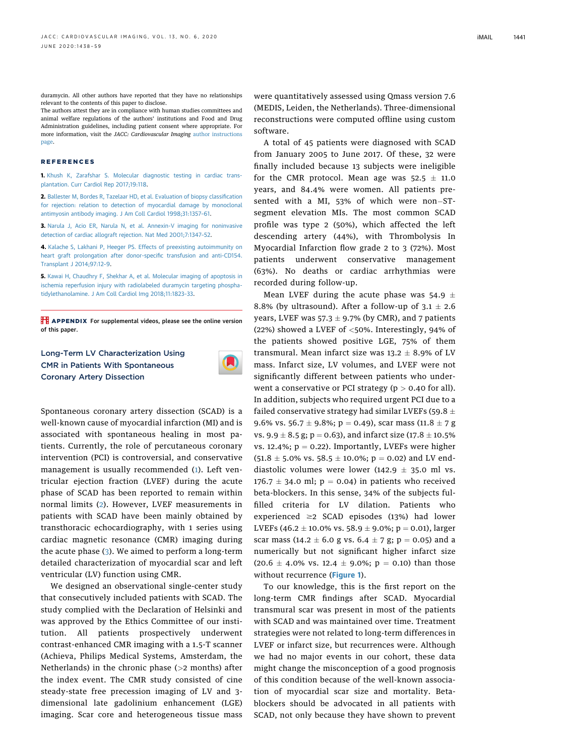duramycin. All other authors have reported that they have no relationships relevant to the contents of this paper to disclose.
The authors attest they are in compliance with human studies committees and animal welfare regulations of the authors' institutions and Food and Drug Administration guidelines, including patient consent where appropriate. For more information, visit the *JACC: Cardiovascular Imaging* author instructions page.

## REFERENCES

1. Khush K, Zarafshar S. Molecular diagnostic testing in cardiac transplantation. Curr Cardiol Rep 2017;19:118.

2. Ballester M, Bordes R, Tazelaar HD, et al. Evaluation of biopsy classification for rejection: relation to detection of myocardial damage by monoclonal antimyosin antibody imaging. J Am Coll Cardiol 1998;31:1357–61.

3. Narula J, Acio ER, Narula N, et al. Annexin-V imaging for noninvasive detection of cardiac allograft rejection. Nat Med 2001;7:1347–52.

4. Kalache S, Lakhani P, Heeger PS. Effects of preexisting autoimmunity on heart graft prolongation after donor-specific transfusion and anti-CD154. Transplant J 2014;97:12–9.

5. Kawai H, Chaudhry F, Shekhar A, et al. Molecular imaging of apoptosis in ischemia reperfusion injury with radiolabeled duramycin targeting phosphatidylethanolamine. J Am Coll Cardiol Img 2018;11:1823–33.

**APPENDIX** For supplemental videos, please see the online version of this paper.

## Long-Term LV Characterization Using CMR in Patients With Spontaneous Coronary Artery Dissection

Spontaneous coronary artery dissection (SCAD) is a well-known cause of myocardial infarction (MI) and is associated with spontaneous healing in most patients. Currently, the role of percutaneous coronary intervention (PCI) is controversial, and conservative management is usually recommended (1). Left ventricular ejection fraction (LVEF) during the acute phase of SCAD has been reported to remain within normal limits (2). However, LVEF measurements in patients with SCAD have been mainly obtained by transthoracic echocardiography, with 1 series using cardiac magnetic resonance (CMR) imaging during the acute phase (3). We aimed to perform a long-term detailed characterization of myocardial scar and left ventricular (LV) function using CMR.

We designed an observational single-center study that consecutively included patients with SCAD. The study complied with the Declaration of Helsinki and was approved by the Ethics Committee of our institution. All patients prospectively underwent contrast-enhanced CMR imaging with a 1.5-T scanner (Achieva, Philips Medical Systems, Amsterdam, the Netherlands) in the chronic phase (>2 months) after the index event. The CMR study consisted of cine steady-state free precession imaging of LV and 3-dimensional late gadolinium enhancement (LGE) imaging. Scar core and heterogeneous tissue mass were quantitatively assessed using Qmass version 7.6 (MEDIS, Leiden, the Netherlands). Three-dimensional reconstructions were computed offline using custom software.

A total of 45 patients were diagnosed with SCAD from January 2005 to June 2017. Of these, 32 were finally included because 13 subjects were ineligible for the CMR protocol. Mean age was 52.5 ± 11.0 years, and 84.4% were women. All patients presented with a MI, 53% of which were non–ST-segment elevation MIs. The most common SCAD profile was type 2 (50%), which affected the left descending artery (44%), with Thrombolysis In Myocardial Infarction flow grade 2 to 3 (72%). Most patients underwent conservative management (63%). No deaths or cardiac arrhythmias were recorded during follow-up.

Mean LVEF during the acute phase was 54.9 ± 8.8% (by ultrasound). After a follow-up of 3.1 ± 2.6 years, LVEF was 57.3 ± 9.7% (by CMR), and 7 patients (22%) showed a LVEF of <50%. Interestingly, 94% of the patients showed positive LGE, 75% of them transmural. Mean infarct size was 13.2 ± 8.9% of LV mass. Infarct size, LV volumes, and LVEF were not significantly different between patients who underwent a conservative or PCI strategy ($p > 0.40$ for all). In addition, subjects who required urgent PCI due to a failed conservative strategy had similar LVEFs (59.8 ± 9.6% vs. 56.7 ± 9.8%; $p = 0.49$), scar mass (11.8 ± 7 g vs. 9.9 ± 8.5 g; $p = 0.63$), and infarct size (17.8 ± 10.5% vs. 12.4%; $p = 0.22$). Importantly, LVEFs were higher (51.8 ± 5.0% vs. 58.5 ± 10.0%; $p = 0.02$) and LV end-diastolic volumes were lower (142.9 ± 35.0 ml vs. 176.7 ± 34.0 ml; $p = 0.04$) in patients who received beta-blockers. In this sense, 34% of the subjects fulfilled criteria for LV dilation. Patients who experienced ≥2 SCAD episodes (13%) had lower LVEFs (46.2 ± 10.0% vs. 58.9 ± 9.0%; $p = 0.01$), larger scar mass (14.2 ± 6.0 g vs. 6.4 ± 7 g; $p = 0.05$) and a numerically but not significant higher infarct size (20.6 ± 4.0% vs. 12.4 ± 9.0%; $p = 0.10$) than those without recurrence (Figure 1).

To our knowledge, this is the first report on the long-term CMR findings after SCAD. Myocardial transmural scar was present in most of the patients with SCAD and was maintained over time. Treatment strategies were not related to long-term differences in LVEF or infarct size, but recurrences were. Although we had no major events in our cohort, these data might change the misconception of a good prognosis of this condition because of the well-known association of myocardial scar size and mortality. Beta-blockers should be advocated in all patients with SCAD, not only because they have shown to prevent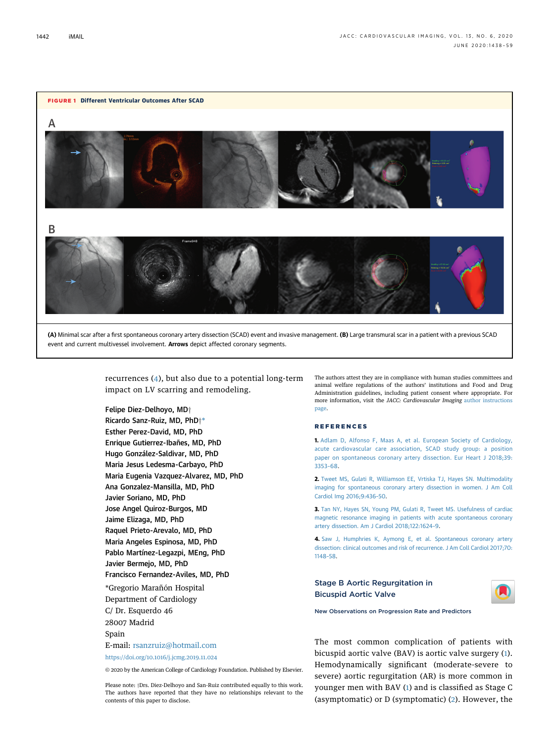**FIGURE 1** **Different Ventricular Outcomes After SCAD**

**(A)** Minimal scar after a first spontaneous coronary artery dissection (SCAD) event and invasive management. **(B)** Large transmural scar in a patient with a previous SCAD event and current multivessel involvement. **Arrows** depict affected coronary segments.

recurrences (4), but also due to a potential long-term impact on LV scarring and remodeling.

Felipe Diez-Delhoyo, MD†
Ricardo Sanz-Ruiz, MD, PhD†*
Esther Perez-David, MD, PhD
Enrique Gutierrez-Ibañes, MD, PhD
Hugo González-Saldivar, MD, PhD
Maria Jesus Ledesma-Carbayo, PhD
Maria Eugenia Vazquez-Alvarez, MD, PhD
Ana Gonzalez-Mansilla, MD, PhD
Javier Soriano, MD, PhD
Jose Angel Quiroz-Burgos, MD
Jaime Elizaga, MD, PhD
Raquel Prieto-Arevalo, MD, PhD
Maria Angeles Espinosa, MD, PhD
Pablo Martínez-Legazpi, MEng, PhD
Javier Bermejo, MD, PhD
Francisco Fernandez-Aviles, MD, PhD

*Gregorio Marañón Hospital
Department of Cardiology
C/ Dr. Esquerdo 46
28007 Madrid
Spain
E-mail: rsanzruiz@hotmail.com

https://doi.org/10.1016/j.jcmg.2019.11.024

© 2020 by the American College of Cardiology Foundation. Published by Elsevier.

Please note: †Drs. Diez-Delhoyo and San-Ruiz contributed equally to this work. The authors have reported that they have no relationships relevant to the contents of this paper to disclose.

The authors attest they are in compliance with human studies committees and animal welfare regulations of the authors' institutions and Food and Drug Administration guidelines, including patient consent where appropriate. For more information, visit the *JACC: Cardiovascular Imaging* author instructions page.

## REFERENCES

1. Adlam D, Alfonso F, Maas A, et al. European Society of Cardiology, acute cardiovascular care association, SCAD study group: a position paper on spontaneous coronary artery dissection. Eur Heart J 2018;39:3353–68.

2. Tweet MS, Gulati R, Williamson EE, Vrtiska TJ, Hayes SN. Multimodality imaging for spontaneous coronary artery dissection in women. J Am Coll Cardiol Img 2016;9:436–50.

3. Tan NY, Hayes SN, Young PM, Gulati R, Tweet MS. Usefulness of cardiac magnetic resonance imaging in patients with acute spontaneous coronary artery dissection. Am J Cardiol 2018;122:1624–9.

4. Saw J, Humphries K, Aymong E, et al. Spontaneous coronary artery dissection: clinical outcomes and risk of recurrence. J Am Coll Cardiol 2017;70:1148–58.

## Stage B Aortic Regurgitation in Bicuspid Aortic Valve

### New Observations on Progression Rate and Predictors

The most common complication of patients with bicuspid aortic valve (BAV) is aortic valve surgery (1). Hemodynamically significant (moderate-severe to severe) aortic regurgitation (AR) is more common in younger men with BAV (1) and is classified as Stage C (asymptomatic) or D (symptomatic) (2). However, the